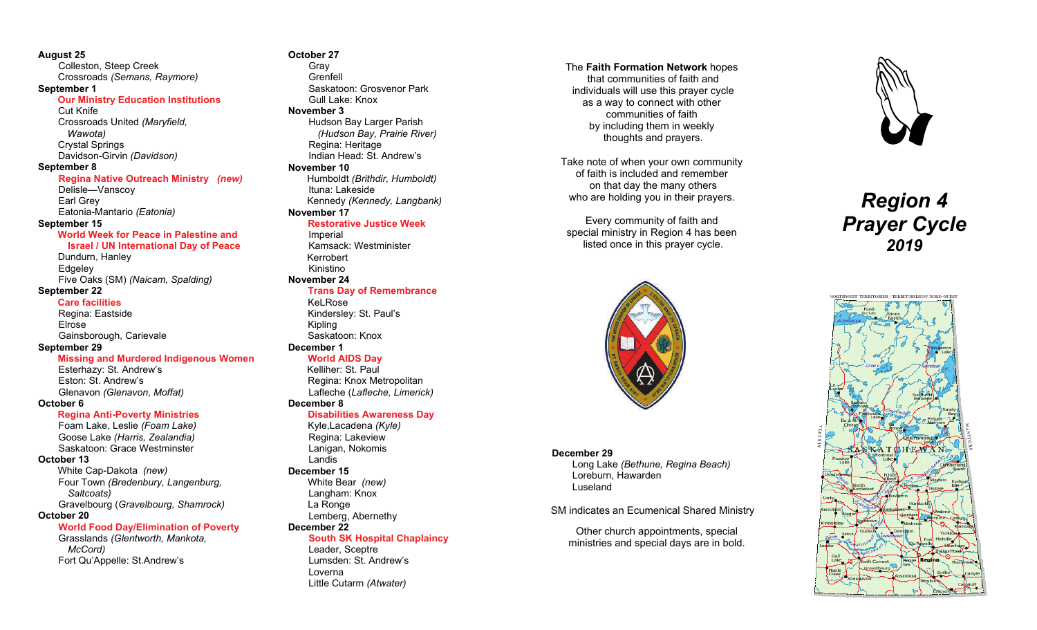**August 25**

- Colleston, Steep Creek
- Crossroads *(Semans, Raymore)*

**September 1**

- **Our Ministry Education Institutions**
- Cut Knife
- Crossroads United *(Maryfield, Wawota)*
- Crystal Springs
- Davidson-Girvin *(Davidson)*

**September 8**

- **Regina Native Outreach Ministry** *(new)*
- Delisle—Vanscoy
- Earl Grey
- Eatonia-Mantario *(Eatonia)*

**September 15**

- **World Week for Peace in Palestine and Israel / UN International Day of Peace**
- Dundurn, Hanley
- Edgeley
- Five Oaks (SM) *(Naicam, Spalding)*

**September 22**

- **Care facilities**
- Regina: Eastside
- Elrose
- Gainsborough, Carievale

**September 29**

- **Missing and Murdered Indigenous Women**
- Esterhazy: St. Andrew's
- Eston: St. Andrew's
- Glenavon *(Glenavon, Moffat)*

**October 6**

- **Regina Anti-Poverty Ministries**
- Foam Lake, Leslie *(Foam Lake)*
- Goose Lake *(Harris, Zealandia)*
- Saskatoon: Grace Westminster

**October 13**

- White Cap-Dakota *(new)*
- Four Town *(Bredenbury, Langenburg, Saltcoats)*
- Gravelbourg (*Gravelbourg, Shamrock)*

**October 20**

- **World Food Day/Elimination of Poverty**
- Grasslands *(Glentworth, Mankota, McCord)*
- Fort Qu'Appelle: St.Andrew's

**October 27**

- Gray
- Grenfell
- Saskatoon: Grosvenor Park
- Gull Lake: Knox

**November 3**

- Hudson Bay Larger Parish *(Hudson Bay, Prairie River)*
- Regina: Heritage
- Indian Head: St. Andrew's

**November 10**

- Humboldt *(Brithdir, Humboldt)*
- Ituna: Lakeside
- Kennedy *(Kennedy, Langbank)*

**November 17**

- **Restorative Justice Week**
- Imperial
- Kamsack: Westminister
- Kerrobert
- Kinistino

**November 24**

- **Trans Day of Remembrance**
- KeLRose
- Kindersley: St. Paul's
- Kipling
- Saskatoon: Knox

**December 1**

- **World AIDS Day**
- Kelliher: St. Paul
- Regina: Knox Metropolitan
- Lafleche (*Lafleche, Limerick)*

**December 8**

- **Disabilities Awareness Day**
- Kyle,Lacadena *(Kyle)*
- Regina: Lakeview
- Lanigan, Nokomis
- Landis

**December 15**

- White Bear *(new)*
- Langham: Knox
- La Ronge
- Lemberg, Abernethy

**December 22**

- **South SK Hospital Chaplaincy**
- Leader, Sceptre
- Lumsden: St. Andrew's
- Loverna
- Little Cutarm *(Atwater)*

**December 29**

- Long Lake *(Bethune, Regina Beach)*
- Loreburn, Hawarden
- Luseland

SM indicates an Ecumenical Shared Ministry

Other church appointments, special ministries and special days are in bold.

The **Faith Formation Network** hopes that communities of faith and individuals will use this prayer cycle as a way to connect with other communities of faith by including them in weekly thoughts and prayers.

Take note of when your own community of faith is included and remember on that day the many others who are holding you in their prayers.

Every community of faith and special ministry in Region 4 has been listed once in this prayer cycle.

# *Region 4 Prayer Cycle 2019*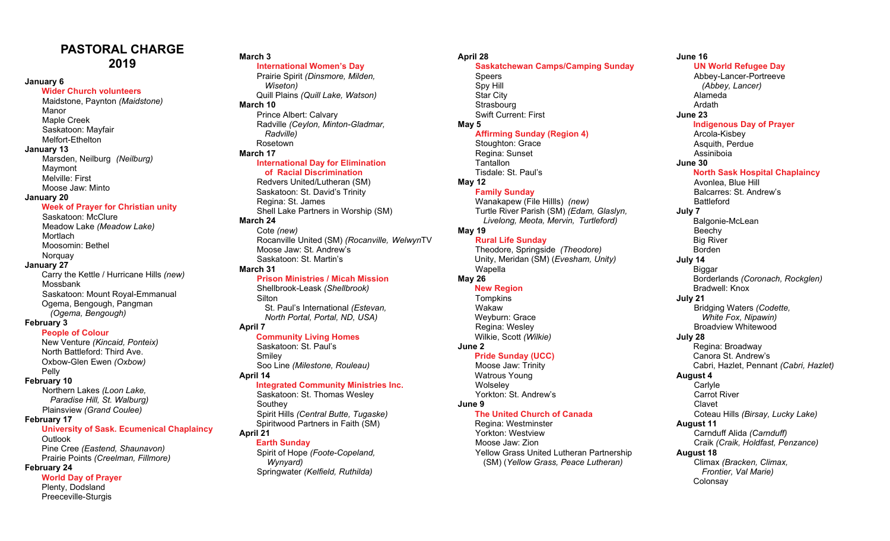# PASTORAL CHARGE 2019

**January 6**

**Wider Church volunteers**

Maidstone, Paynton *(Maidstone)*
Manor
Maple Creek
Saskatoon: Mayfair
Melfort-Ethelton

**January 13**

Marsden, Neilburg *(Neilburg)*
Maymont
Melville: First
Moose Jaw: Minto

**January 20**

**Week of Prayer for Christian unity**

Saskatoon: McClure
Meadow Lake *(Meadow Lake)*
Mortlach
Moosomin: Bethel
Norquay

**January 27**

Carry the Kettle / Hurricane Hills *(new)*
Mossbank
Saskatoon: Mount Royal-Emmanual
Ogema, Bengough, Pangman *(Ogema, Bengough)*

**February 3**

**People of Colour**

New Venture *(Kincaid, Ponteix)*
North Battleford: Third Ave.
Oxbow-Glen Ewen *(Oxbow)*
Pelly

**February 10**

Northern Lakes *(Loon Lake, Paradise Hill, St. Walburg)*
Plainsview *(Grand Coulee)*

**February 17**

**University of Sask. Ecumenical Chaplaincy**

Outlook
Pine Cree *(Eastend, Shaunavon)*
Prairie Points *(Creelman, Fillmore)*

**February 24**

**World Day of Prayer**

Plenty, Dodsland
Preeceville-Sturgis

**March 3**

**International Women's Day**

Prairie Spirit *(Dinsmore, Milden, Wiseton)*
Quill Plains *(Quill Lake, Watson)*

**March 10**

Prince Albert: Calvary
Radville *(Ceylon, Minton-Gladmar, Radville)*
Rosetown

**March 17**

**International Day for Elimination of Racial Discrimination**

Redvers United/Lutheran (SM)
Saskatoon: St. David's Trinity
Regina: St. James
Shell Lake Partners in Worship (SM)

**March 24**

Cote *(new)*
Rocanville United (SM) *(Rocanville, Welwyn*TV
Moose Jaw: St. Andrew's
Saskatoon: St. Martin's

**March 31**

**Prison Ministries / Micah Mission**

Shellbrook-Leask *(Shellbrook)*
Silton
St. Paul's International *(Estevan, North Portal, Portal, ND, USA)*

**April 7**

**Community Living Homes**

Saskatoon: St. Paul's
Smiley
Soo Line *(Milestone, Rouleau)*

**April 14**

**Integrated Community Ministries Inc.**

Saskatoon: St. Thomas Wesley
Southey
Spirit Hills *(Central Butte, Tugaske)*
Spiritwood Partners in Faith (SM)

**April 21**

**Earth Sunday**

Spirit of Hope *(Foote-Copeland, Wynyard)*
Springwater *(Kelfield, Ruthilda)*

**April 28**

**Saskatchewan Camps/Camping Sunday**

Speers
Spy Hill
Star City
Strasbourg
Swift Current: First

**May 5**

**Affirming Sunday (Region 4)**

Stoughton: Grace
Regina: Sunset
Tantallon
Tisdale: St. Paul's

**May 12**

**Family Sunday**

Wanakapew (File Hillls) *(new)*
Turtle River Parish (SM) *(Edam, Glaslyn, Livelong, Meota, Mervin, Turtleford)*

**May 19**

**Rural Life Sunday**

Theodore, Springside *(Theodore)*
Unity, Meridan (SM) (*Evesham, Unity)*
Wapella

**May 26**

**New Region**

Tompkins
Wakaw
Weyburn: Grace
Regina: Wesley
Wilkie, Scott *(Wilkie)*

**June 2**

**Pride Sunday (UCC)**

Moose Jaw: Trinity
Watrous Young
Wolseley
Yorkton: St. Andrew's

**June 9**

**The United Church of Canada**

Regina: Westminster
Yorkton: Westview
Moose Jaw: Zion
Yellow Grass United Lutheran Partnership (SM) (*Yellow Grass, Peace Lutheran)*

**June 16**

**UN World Refugee Day**

Abbey-Lancer-Portreeve *(Abbey, Lancer)*
Alameda
Ardath

**June 23**

**Indigenous Day of Prayer**

Arcola-Kisbey
Asquith, Perdue
Assiniboia

**June 30**

**North Sask Hospital Chaplaincy**

Avonlea, Blue Hill
Balcarres: St. Andrew's
Battleford

**July 7**

Balgonie-McLean
Beechy
Big River
Borden

**July 14**

Biggar
Borderlands *(Coronach, Rockglen)*
Bradwell: Knox

**July 21**

Bridging Waters *(Codette, White Fox, Nipawin)*
Broadview Whitewood

**July 28**

Regina: Broadway
Canora St. Andrew's
Cabri, Hazlet, Pennant *(Cabri, Hazlet)*

**August 4**

Carlyle
Carrot River
Clavet
Coteau Hills *(Birsay, Lucky Lake)*

**August 11**

Carnduff Alida *(Carnduff)*
Craik *(Craik, Holdfast, Penzance)*

**August 18**

Climax *(Bracken, Climax, Frontier, Val Marie)*
Colonsay